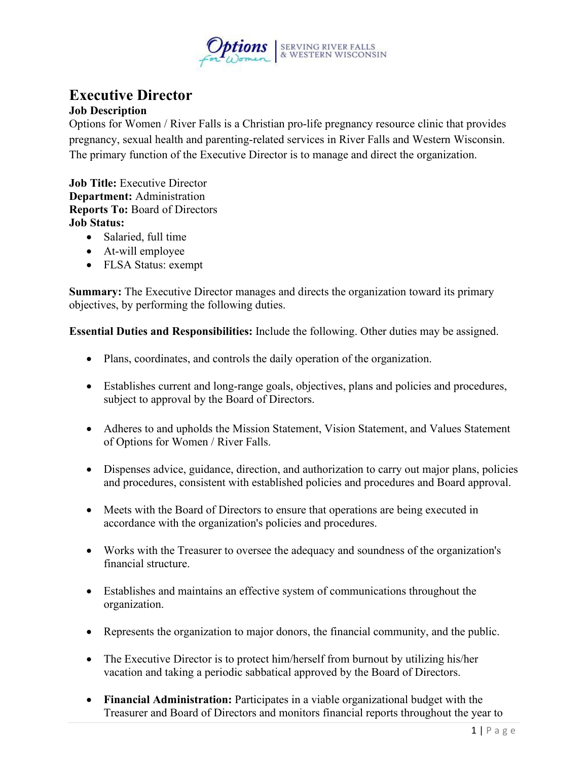# Executive Director

**Job Description**

Options for Women / River Falls is a Christian pro-life pregnancy resource clinic that provides pregnancy, sexual health and parenting-related services in River Falls and Western Wisconsin. The primary function of the Executive Director is to manage and direct the organization.

**Job Title:** Executive Director
**Department:** Administration
**Reports To:** Board of Directors
**Job Status:**

- Salaried, full time
- At-will employee
- FLSA Status: exempt

**Summary:** The Executive Director manages and directs the organization toward its primary objectives, by performing the following duties.

**Essential Duties and Responsibilities:** Include the following. Other duties may be assigned.

- Plans, coordinates, and controls the daily operation of the organization.
- Establishes current and long-range goals, objectives, plans and policies and procedures, subject to approval by the Board of Directors.
- Adheres to and upholds the Mission Statement, Vision Statement, and Values Statement of Options for Women / River Falls.
- Dispenses advice, guidance, direction, and authorization to carry out major plans, policies and procedures, consistent with established policies and procedures and Board approval.
- Meets with the Board of Directors to ensure that operations are being executed in accordance with the organization's policies and procedures.
- Works with the Treasurer to oversee the adequacy and soundness of the organization's financial structure.
- Establishes and maintains an effective system of communications throughout the organization.
- Represents the organization to major donors, the financial community, and the public.
- The Executive Director is to protect him/herself from burnout by utilizing his/her vacation and taking a periodic sabbatical approved by the Board of Directors.
- **Financial Administration:** Participates in a viable organizational budget with the Treasurer and Board of Directors and monitors financial reports throughout the year to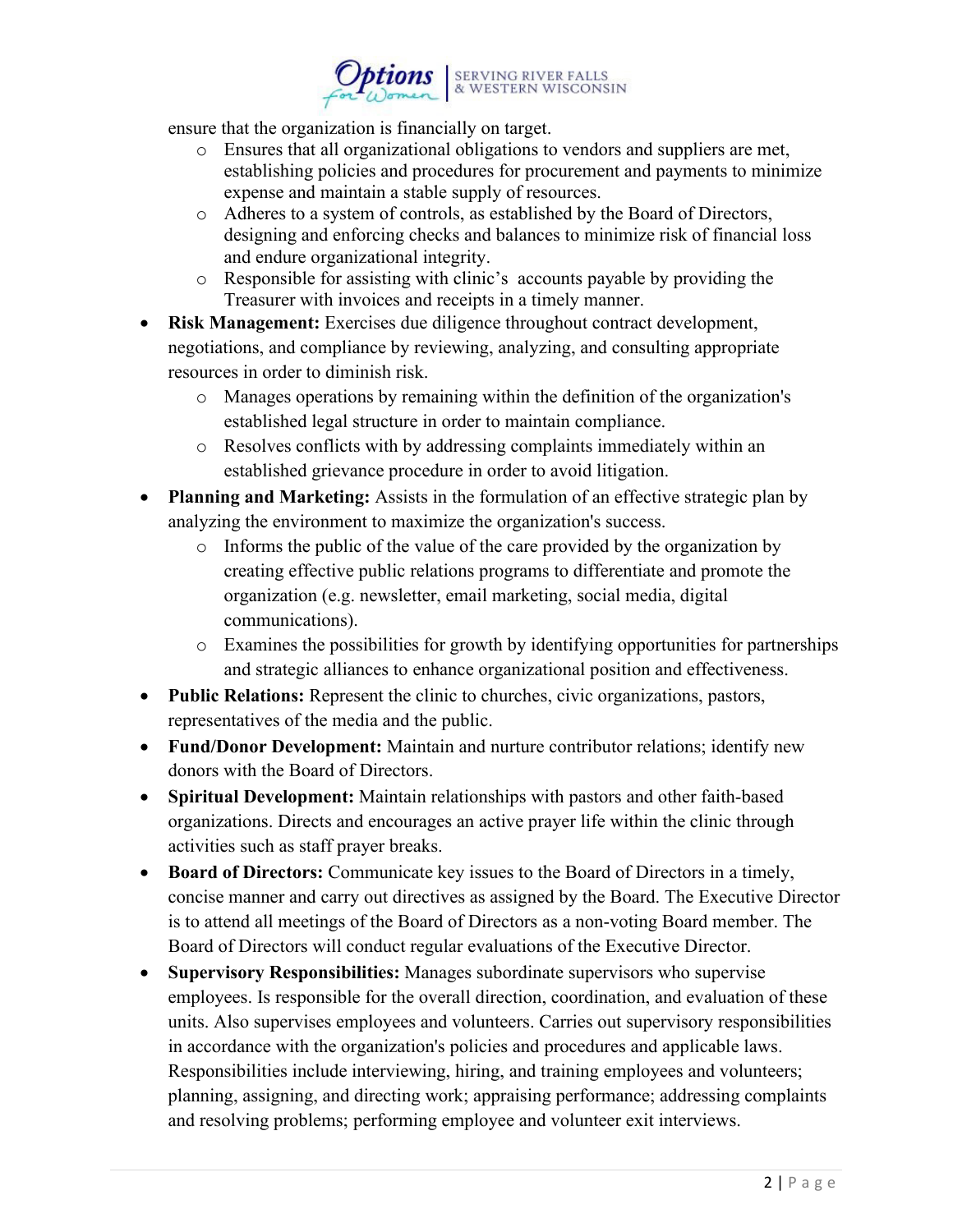ensure that the organization is financially on target.

  - Ensures that all organizational obligations to vendors and suppliers are met, establishing policies and procedures for procurement and payments to minimize expense and maintain a stable supply of resources.
  - Adheres to a system of controls, as established by the Board of Directors, designing and enforcing checks and balances to minimize risk of financial loss and endure organizational integrity.
  - Responsible for assisting with clinic's accounts payable by providing the Treasurer with invoices and receipts in a timely manner.

- **Risk Management:** Exercises due diligence throughout contract development, negotiations, and compliance by reviewing, analyzing, and consulting appropriate resources in order to diminish risk.
  - Manages operations by remaining within the definition of the organization's established legal structure in order to maintain compliance.
  - Resolves conflicts with by addressing complaints immediately within an established grievance procedure in order to avoid litigation.
- **Planning and Marketing:** Assists in the formulation of an effective strategic plan by analyzing the environment to maximize the organization's success.
  - Informs the public of the value of the care provided by the organization by creating effective public relations programs to differentiate and promote the organization (e.g. newsletter, email marketing, social media, digital communications).
  - Examines the possibilities for growth by identifying opportunities for partnerships and strategic alliances to enhance organizational position and effectiveness.
- **Public Relations:** Represent the clinic to churches, civic organizations, pastors, representatives of the media and the public.
- **Fund/Donor Development:** Maintain and nurture contributor relations; identify new donors with the Board of Directors.
- **Spiritual Development:** Maintain relationships with pastors and other faith-based organizations. Directs and encourages an active prayer life within the clinic through activities such as staff prayer breaks.
- **Board of Directors:** Communicate key issues to the Board of Directors in a timely, concise manner and carry out directives as assigned by the Board. The Executive Director is to attend all meetings of the Board of Directors as a non-voting Board member. The Board of Directors will conduct regular evaluations of the Executive Director.
- **Supervisory Responsibilities:** Manages subordinate supervisors who supervise employees. Is responsible for the overall direction, coordination, and evaluation of these units. Also supervises employees and volunteers. Carries out supervisory responsibilities in accordance with the organization's policies and procedures and applicable laws. Responsibilities include interviewing, hiring, and training employees and volunteers; planning, assigning, and directing work; appraising performance; addressing complaints and resolving problems; performing employee and volunteer exit interviews.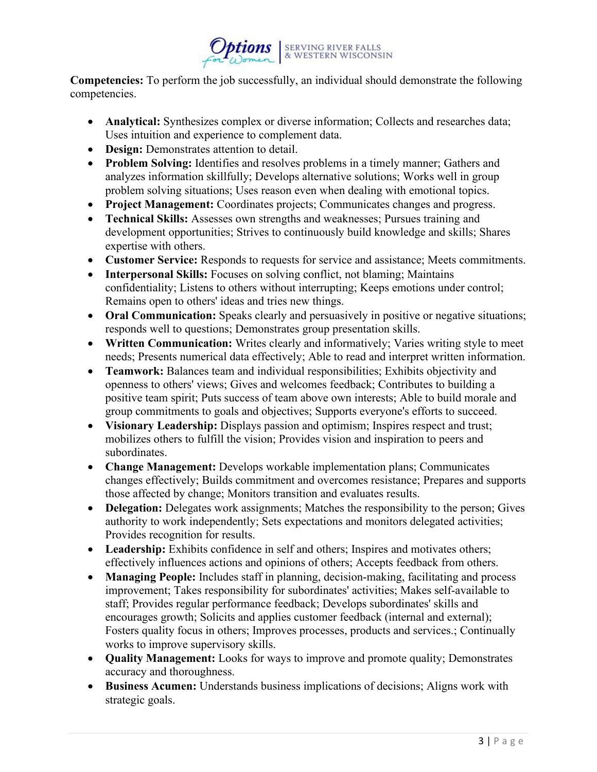**Competencies:** To perform the job successfully, an individual should demonstrate the following competencies.

- **Analytical:** Synthesizes complex or diverse information; Collects and researches data; Uses intuition and experience to complement data.
- **Design:** Demonstrates attention to detail.
- **Problem Solving:** Identifies and resolves problems in a timely manner; Gathers and analyzes information skillfully; Develops alternative solutions; Works well in group problem solving situations; Uses reason even when dealing with emotional topics.
- **Project Management:** Coordinates projects; Communicates changes and progress.
- **Technical Skills:** Assesses own strengths and weaknesses; Pursues training and development opportunities; Strives to continuously build knowledge and skills; Shares expertise with others.
- **Customer Service:** Responds to requests for service and assistance; Meets commitments.
- **Interpersonal Skills:** Focuses on solving conflict, not blaming; Maintains confidentiality; Listens to others without interrupting; Keeps emotions under control; Remains open to others' ideas and tries new things.
- **Oral Communication:** Speaks clearly and persuasively in positive or negative situations; responds well to questions; Demonstrates group presentation skills.
- **Written Communication:** Writes clearly and informatively; Varies writing style to meet needs; Presents numerical data effectively; Able to read and interpret written information.
- **Teamwork:** Balances team and individual responsibilities; Exhibits objectivity and openness to others' views; Gives and welcomes feedback; Contributes to building a positive team spirit; Puts success of team above own interests; Able to build morale and group commitments to goals and objectives; Supports everyone's efforts to succeed.
- **Visionary Leadership:** Displays passion and optimism; Inspires respect and trust; mobilizes others to fulfill the vision; Provides vision and inspiration to peers and subordinates.
- **Change Management:** Develops workable implementation plans; Communicates changes effectively; Builds commitment and overcomes resistance; Prepares and supports those affected by change; Monitors transition and evaluates results.
- **Delegation:** Delegates work assignments; Matches the responsibility to the person; Gives authority to work independently; Sets expectations and monitors delegated activities; Provides recognition for results.
- **Leadership:** Exhibits confidence in self and others; Inspires and motivates others; effectively influences actions and opinions of others; Accepts feedback from others.
- **Managing People:** Includes staff in planning, decision-making, facilitating and process improvement; Takes responsibility for subordinates' activities; Makes self-available to staff; Provides regular performance feedback; Develops subordinates' skills and encourages growth; Solicits and applies customer feedback (internal and external); Fosters quality focus in others; Improves processes, products and services.; Continually works to improve supervisory skills.
- **Quality Management:** Looks for ways to improve and promote quality; Demonstrates accuracy and thoroughness.
- **Business Acumen:** Understands business implications of decisions; Aligns work with strategic goals.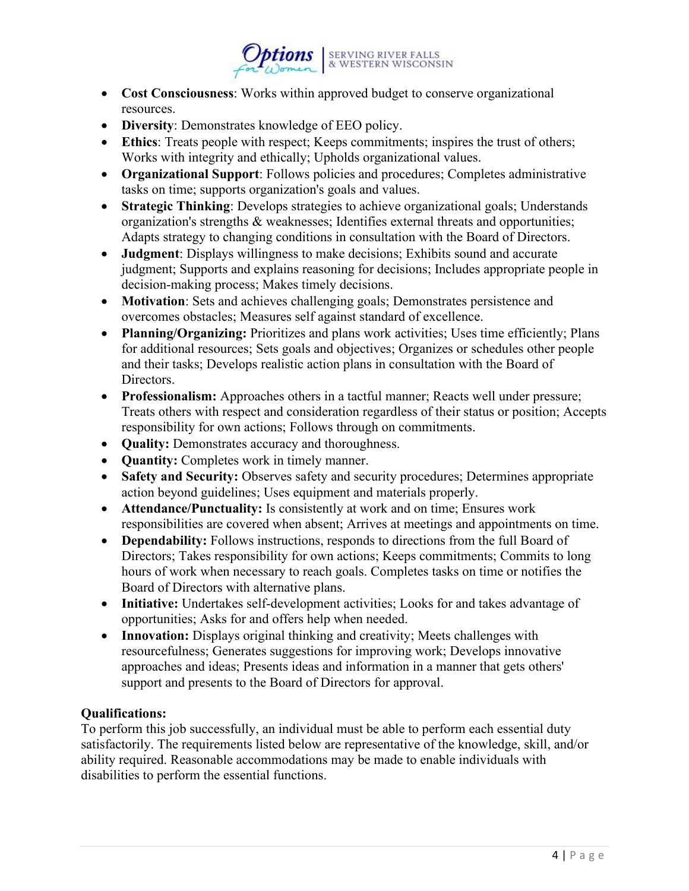- **Cost Consciousness**: Works within approved budget to conserve organizational resources.
- **Diversity**: Demonstrates knowledge of EEO policy.
- **Ethics**: Treats people with respect; Keeps commitments; inspires the trust of others; Works with integrity and ethically; Upholds organizational values.
- **Organizational Support**: Follows policies and procedures; Completes administrative tasks on time; supports organization's goals and values.
- **Strategic Thinking**: Develops strategies to achieve organizational goals; Understands organization's strengths & weaknesses; Identifies external threats and opportunities; Adapts strategy to changing conditions in consultation with the Board of Directors.
- **Judgment**: Displays willingness to make decisions; Exhibits sound and accurate judgment; Supports and explains reasoning for decisions; Includes appropriate people in decision-making process; Makes timely decisions.
- **Motivation**: Sets and achieves challenging goals; Demonstrates persistence and overcomes obstacles; Measures self against standard of excellence.
- **Planning/Organizing:** Prioritizes and plans work activities; Uses time efficiently; Plans for additional resources; Sets goals and objectives; Organizes or schedules other people and their tasks; Develops realistic action plans in consultation with the Board of Directors.
- **Professionalism:** Approaches others in a tactful manner; Reacts well under pressure; Treats others with respect and consideration regardless of their status or position; Accepts responsibility for own actions; Follows through on commitments.
- **Quality:** Demonstrates accuracy and thoroughness.
- **Quantity:** Completes work in timely manner.
- **Safety and Security:** Observes safety and security procedures; Determines appropriate action beyond guidelines; Uses equipment and materials properly.
- **Attendance/Punctuality:** Is consistently at work and on time; Ensures work responsibilities are covered when absent; Arrives at meetings and appointments on time.
- **Dependability:** Follows instructions, responds to directions from the full Board of Directors; Takes responsibility for own actions; Keeps commitments; Commits to long hours of work when necessary to reach goals. Completes tasks on time or notifies the Board of Directors with alternative plans.
- **Initiative:** Undertakes self-development activities; Looks for and takes advantage of opportunities; Asks for and offers help when needed.
- **Innovation:** Displays original thinking and creativity; Meets challenges with resourcefulness; Generates suggestions for improving work; Develops innovative approaches and ideas; Presents ideas and information in a manner that gets others' support and presents to the Board of Directors for approval.

**Qualifications:**

To perform this job successfully, an individual must be able to perform each essential duty satisfactorily. The requirements listed below are representative of the knowledge, skill, and/or ability required. Reasonable accommodations may be made to enable individuals with disabilities to perform the essential functions.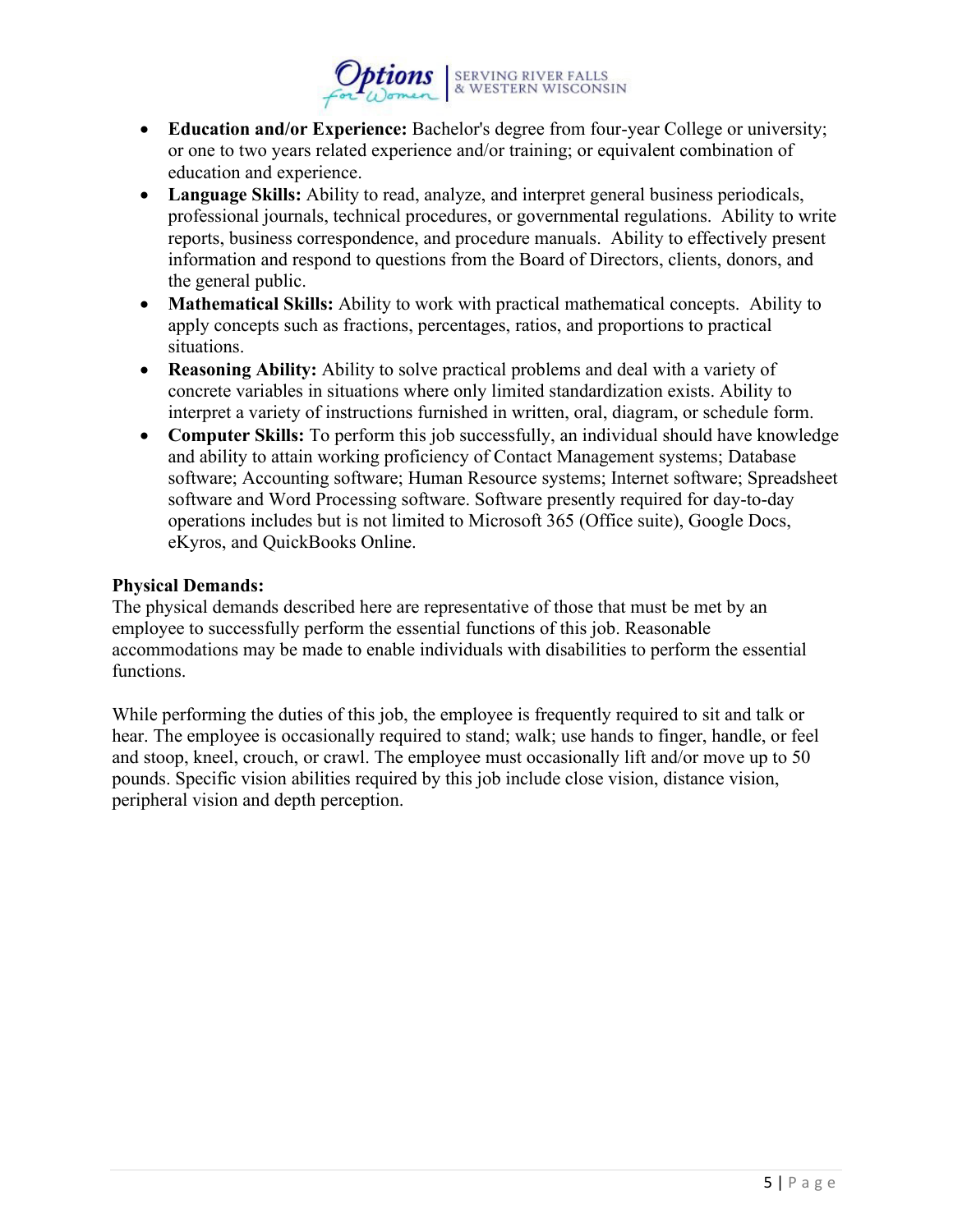- **Education and/or Experience:** Bachelor's degree from four-year College or university; or one to two years related experience and/or training; or equivalent combination of education and experience.
- **Language Skills:** Ability to read, analyze, and interpret general business periodicals, professional journals, technical procedures, or governmental regulations. Ability to write reports, business correspondence, and procedure manuals. Ability to effectively present information and respond to questions from the Board of Directors, clients, donors, and the general public.
- **Mathematical Skills:** Ability to work with practical mathematical concepts. Ability to apply concepts such as fractions, percentages, ratios, and proportions to practical situations.
- **Reasoning Ability:** Ability to solve practical problems and deal with a variety of concrete variables in situations where only limited standardization exists. Ability to interpret a variety of instructions furnished in written, oral, diagram, or schedule form.
- **Computer Skills:** To perform this job successfully, an individual should have knowledge and ability to attain working proficiency of Contact Management systems; Database software; Accounting software; Human Resource systems; Internet software; Spreadsheet software and Word Processing software. Software presently required for day-to-day operations includes but is not limited to Microsoft 365 (Office suite), Google Docs, eKyros, and QuickBooks Online.

**Physical Demands:**

The physical demands described here are representative of those that must be met by an employee to successfully perform the essential functions of this job. Reasonable accommodations may be made to enable individuals with disabilities to perform the essential functions.

While performing the duties of this job, the employee is frequently required to sit and talk or hear. The employee is occasionally required to stand; walk; use hands to finger, handle, or feel and stoop, kneel, crouch, or crawl. The employee must occasionally lift and/or move up to 50 pounds. Specific vision abilities required by this job include close vision, distance vision, peripheral vision and depth perception.